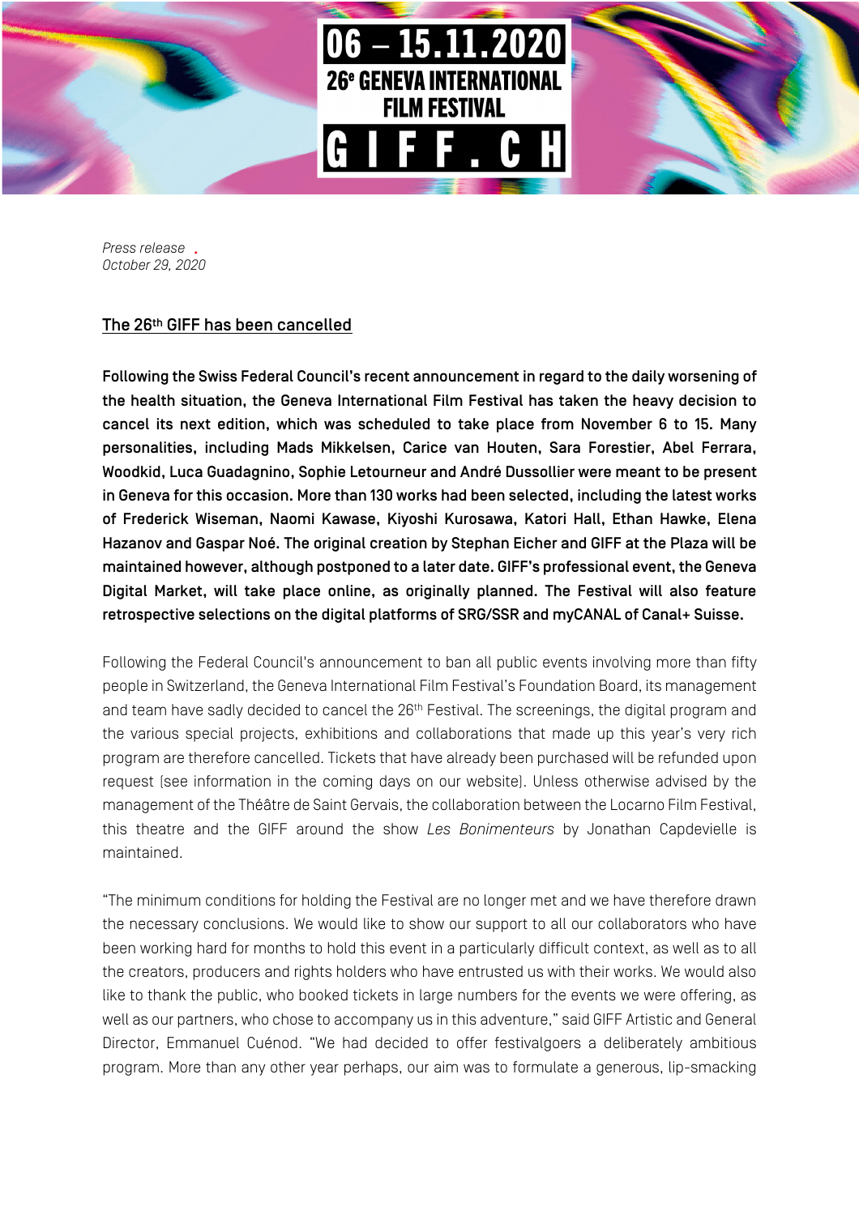06 – 15.11.2020

26e GENEVA INTERNATIONAL FILM FESTIVAL

GIFF.CH

*Press release*
*October 29, 2020*

## The 26th GIFF has been cancelled

**Following the Swiss Federal Council's recent announcement in regard to the daily worsening of the health situation, the Geneva International Film Festival has taken the heavy decision to cancel its next edition, which was scheduled to take place from November 6 to 15. Many personalities, including Mads Mikkelsen, Carice van Houten, Sara Forestier, Abel Ferrara, Woodkid, Luca Guadagnino, Sophie Letourneur and André Dussollier were meant to be present in Geneva for this occasion. More than 130 works had been selected, including the latest works of Frederick Wiseman, Naomi Kawase, Kiyoshi Kurosawa, Katori Hall, Ethan Hawke, Elena Hazanov and Gaspar Noé. The original creation by Stephan Eicher and GIFF at the Plaza will be maintained however, although postponed to a later date. GIFF's professional event, the Geneva Digital Market, will take place online, as originally planned. The Festival will also feature retrospective selections on the digital platforms of SRG/SSR and myCANAL of Canal+ Suisse.**

Following the Federal Council's announcement to ban all public events involving more than fifty people in Switzerland, the Geneva International Film Festival's Foundation Board, its management and team have sadly decided to cancel the 26th Festival. The screenings, the digital program and the various special projects, exhibitions and collaborations that made up this year's very rich program are therefore cancelled. Tickets that have already been purchased will be refunded upon request (see information in the coming days on our website). Unless otherwise advised by the management of the Théâtre de Saint Gervais, the collaboration between the Locarno Film Festival, this theatre and the GIFF around the show *Les Bonimenteurs* by Jonathan Capdevielle is maintained.

"The minimum conditions for holding the Festival are no longer met and we have therefore drawn the necessary conclusions. We would like to show our support to all our collaborators who have been working hard for months to hold this event in a particularly difficult context, as well as to all the creators, producers and rights holders who have entrusted us with their works. We would also like to thank the public, who booked tickets in large numbers for the events we were offering, as well as our partners, who chose to accompany us in this adventure," said GIFF Artistic and General Director, Emmanuel Cuénod. "We had decided to offer festivalgoers a deliberately ambitious program. More than any other year perhaps, our aim was to formulate a generous, lip-smacking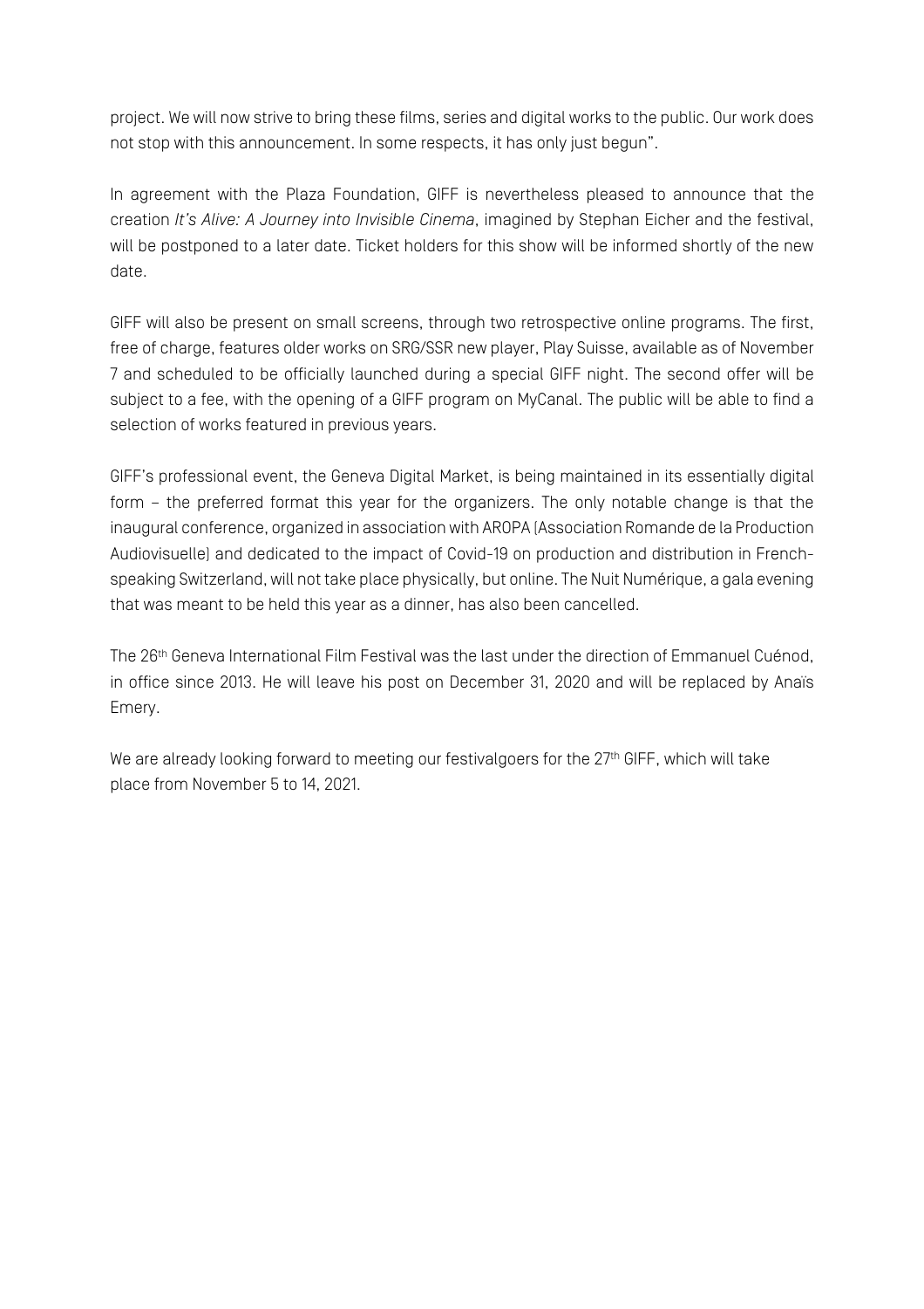project. We will now strive to bring these films, series and digital works to the public. Our work does not stop with this announcement. In some respects, it has only just begun".

In agreement with the Plaza Foundation, GIFF is nevertheless pleased to announce that the creation *It's Alive: A Journey into Invisible Cinema*, imagined by Stephan Eicher and the festival, will be postponed to a later date. Ticket holders for this show will be informed shortly of the new date.

GIFF will also be present on small screens, through two retrospective online programs. The first, free of charge, features older works on SRG/SSR new player, Play Suisse, available as of November 7 and scheduled to be officially launched during a special GIFF night. The second offer will be subject to a fee, with the opening of a GIFF program on MyCanal. The public will be able to find a selection of works featured in previous years.

GIFF's professional event, the Geneva Digital Market, is being maintained in its essentially digital form – the preferred format this year for the organizers. The only notable change is that the inaugural conference, organized in association with AROPA (Association Romande de la Production Audiovisuelle) and dedicated to the impact of Covid-19 on production and distribution in French-speaking Switzerland, will not take place physically, but online. The Nuit Numérique, a gala evening that was meant to be held this year as a dinner, has also been cancelled.

The 26th Geneva International Film Festival was the last under the direction of Emmanuel Cuénod, in office since 2013. He will leave his post on December 31, 2020 and will be replaced by Anaïs Emery.

We are already looking forward to meeting our festivalgoers for the 27th GIFF, which will take place from November 5 to 14, 2021.